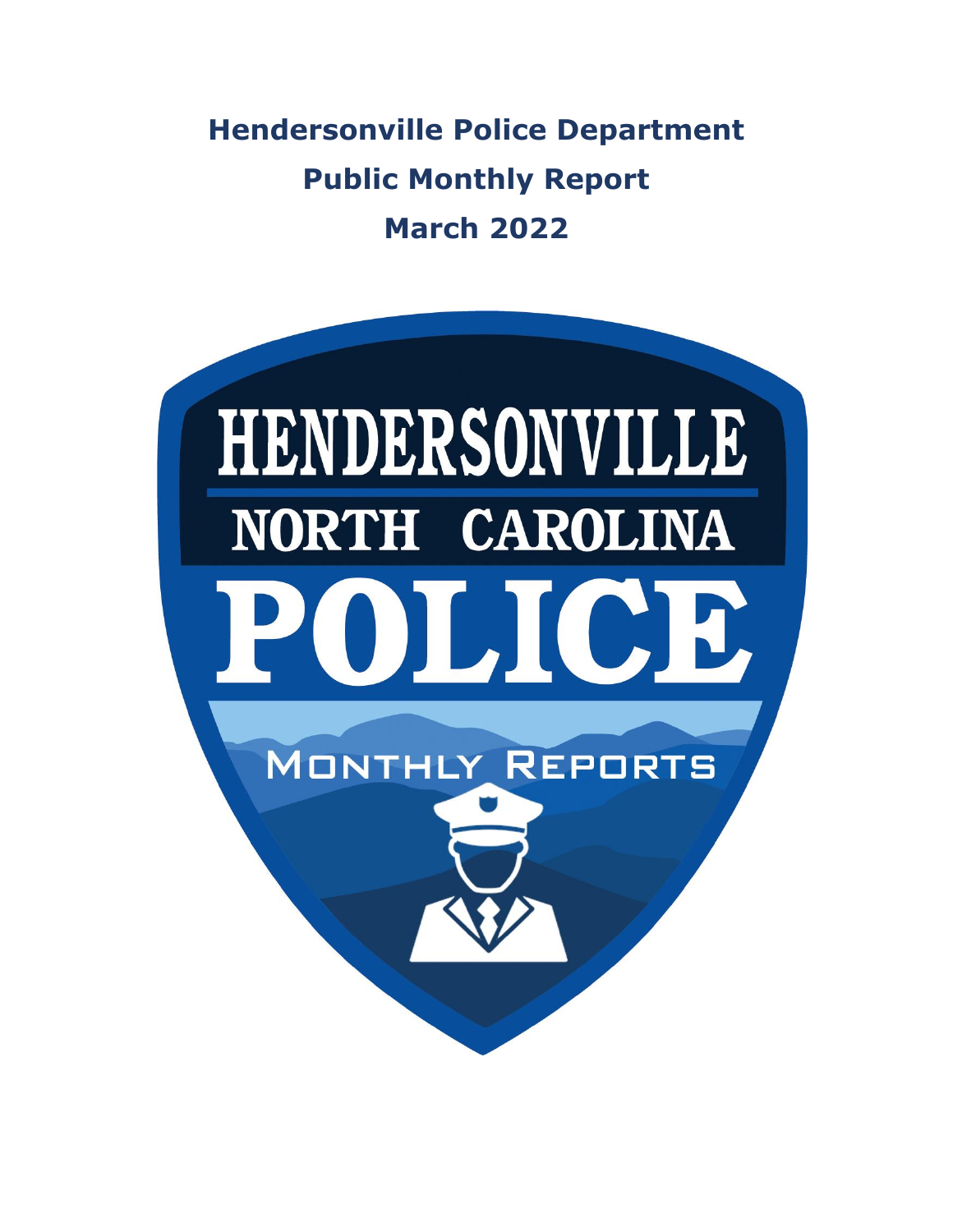# Hendersonville Police Department

## Public Monthly Report

## March 2022

HENDERSONVILLE

NORTH CAROLINA

POLICE

MONTHLY REPORTS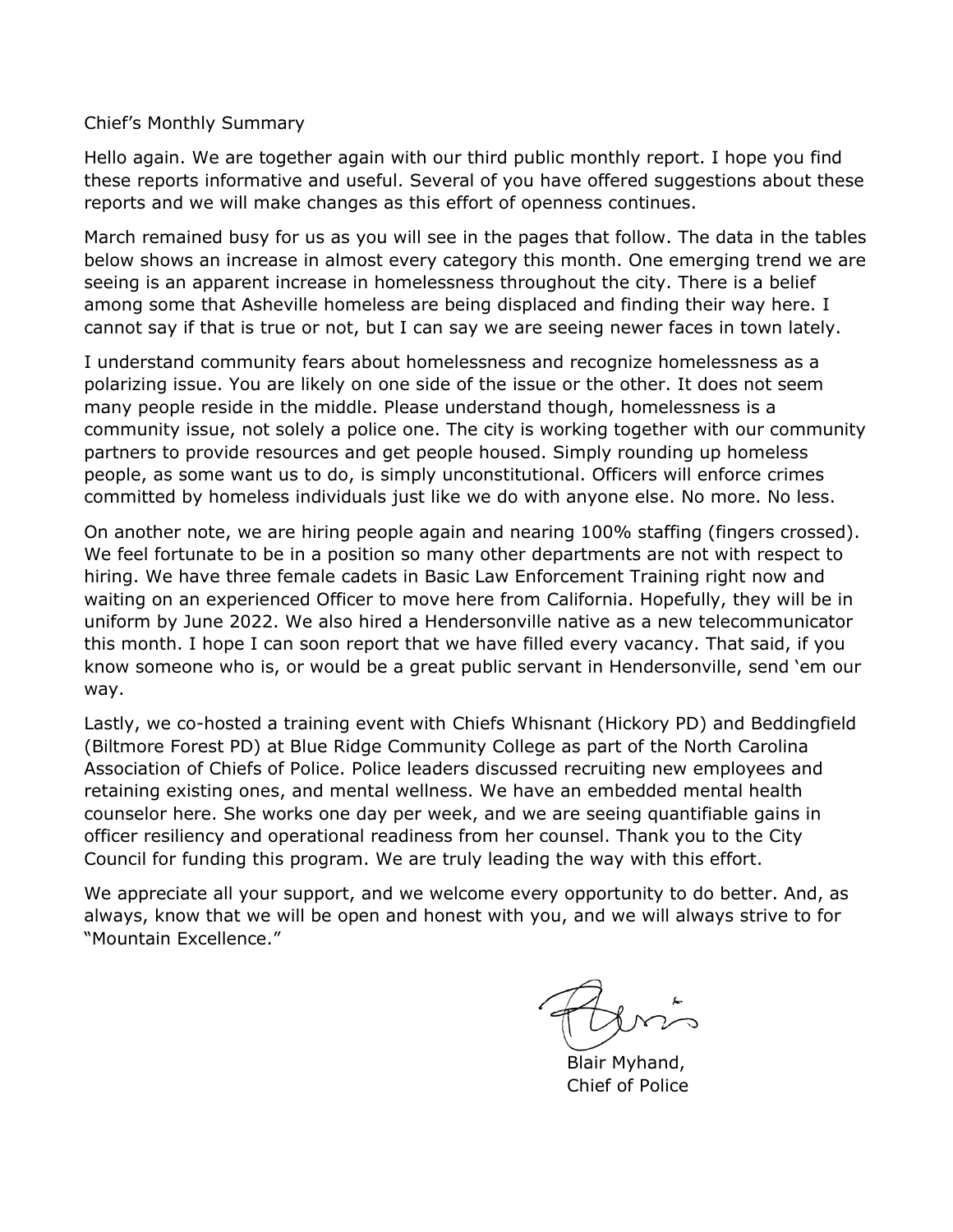Chief's Monthly Summary

Hello again. We are together again with our third public monthly report. I hope you find these reports informative and useful. Several of you have offered suggestions about these reports and we will make changes as this effort of openness continues.

March remained busy for us as you will see in the pages that follow. The data in the tables below shows an increase in almost every category this month. One emerging trend we are seeing is an apparent increase in homelessness throughout the city. There is a belief among some that Asheville homeless are being displaced and finding their way here. I cannot say if that is true or not, but I can say we are seeing newer faces in town lately.

I understand community fears about homelessness and recognize homelessness as a polarizing issue. You are likely on one side of the issue or the other. It does not seem many people reside in the middle. Please understand though, homelessness is a community issue, not solely a police one. The city is working together with our community partners to provide resources and get people housed. Simply rounding up homeless people, as some want us to do, is simply unconstitutional. Officers will enforce crimes committed by homeless individuals just like we do with anyone else. No more. No less.

On another note, we are hiring people again and nearing 100% staffing (fingers crossed). We feel fortunate to be in a position so many other departments are not with respect to hiring. We have three female cadets in Basic Law Enforcement Training right now and waiting on an experienced Officer to move here from California. Hopefully, they will be in uniform by June 2022. We also hired a Hendersonville native as a new telecommunicator this month. I hope I can soon report that we have filled every vacancy. That said, if you know someone who is, or would be a great public servant in Hendersonville, send 'em our way.

Lastly, we co-hosted a training event with Chiefs Whisnant (Hickory PD) and Beddingfield (Biltmore Forest PD) at Blue Ridge Community College as part of the North Carolina Association of Chiefs of Police. Police leaders discussed recruiting new employees and retaining existing ones, and mental wellness. We have an embedded mental health counselor here. She works one day per week, and we are seeing quantifiable gains in officer resiliency and operational readiness from her counsel. Thank you to the City Council for funding this program. We are truly leading the way with this effort.

We appreciate all your support, and we welcome every opportunity to do better. And, as always, know that we will be open and honest with you, and we will always strive to for "Mountain Excellence."

Blair Myhand,
Chief of Police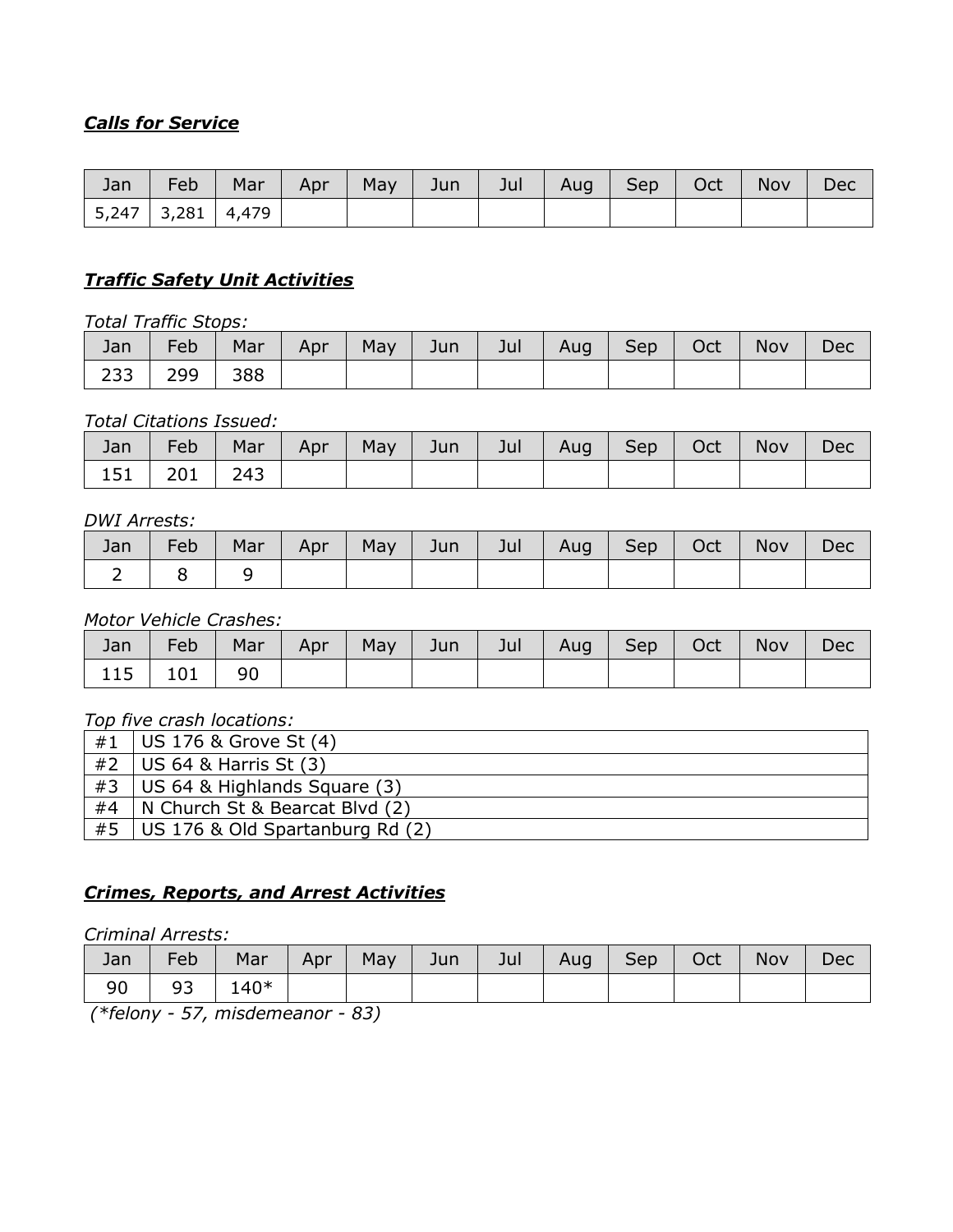***Calls for Service***

| Jan | Feb | Mar | Apr | May | Jun | Jul | Aug | Sep | Oct | Nov | Dec |
|---|---|---|---|---|---|---|---|---|---|---|---|
| 5,247 | 3,281 | 4,479 | | | | | | | | | |

***Traffic Safety Unit Activities***

*Total Traffic Stops:*

| Jan | Feb | Mar | Apr | May | Jun | Jul | Aug | Sep | Oct | Nov | Dec |
|---|---|---|---|---|---|---|---|---|---|---|---|
| 233 | 299 | 388 | | | | | | | | | |

*Total Citations Issued:*

| Jan | Feb | Mar | Apr | May | Jun | Jul | Aug | Sep | Oct | Nov | Dec |
|---|---|---|---|---|---|---|---|---|---|---|---|
| 151 | 201 | 243 | | | | | | | | | |

*DWI Arrests:*

| Jan | Feb | Mar | Apr | May | Jun | Jul | Aug | Sep | Oct | Nov | Dec |
|---|---|---|---|---|---|---|---|---|---|---|---|
| 2 | 8 | 9 | | | | | | | | | |

*Motor Vehicle Crashes:*

| Jan | Feb | Mar | Apr | May | Jun | Jul | Aug | Sep | Oct | Nov | Dec |
|---|---|---|---|---|---|---|---|---|---|---|---|
| 115 | 101 | 90 | | | | | | | | | |

*Top five crash locations:*

| | |
|---|---|
| #1 | US 176 & Grove St (4) |
| #2 | US 64 & Harris St (3) |
| #3 | US 64 & Highlands Square (3) |
| #4 | N Church St & Bearcat Blvd (2) |
| #5 | US 176 & Old Spartanburg Rd (2) |

***Crimes, Reports, and Arrest Activities***

*Criminal Arrests:*

| Jan | Feb | Mar | Apr | May | Jun | Jul | Aug | Sep | Oct | Nov | Dec |
|---|---|---|---|---|---|---|---|---|---|---|---|
| 90 | 93 | 140* | | | | | | | | | |

*(*felony - 57, misdemeanor - 83)*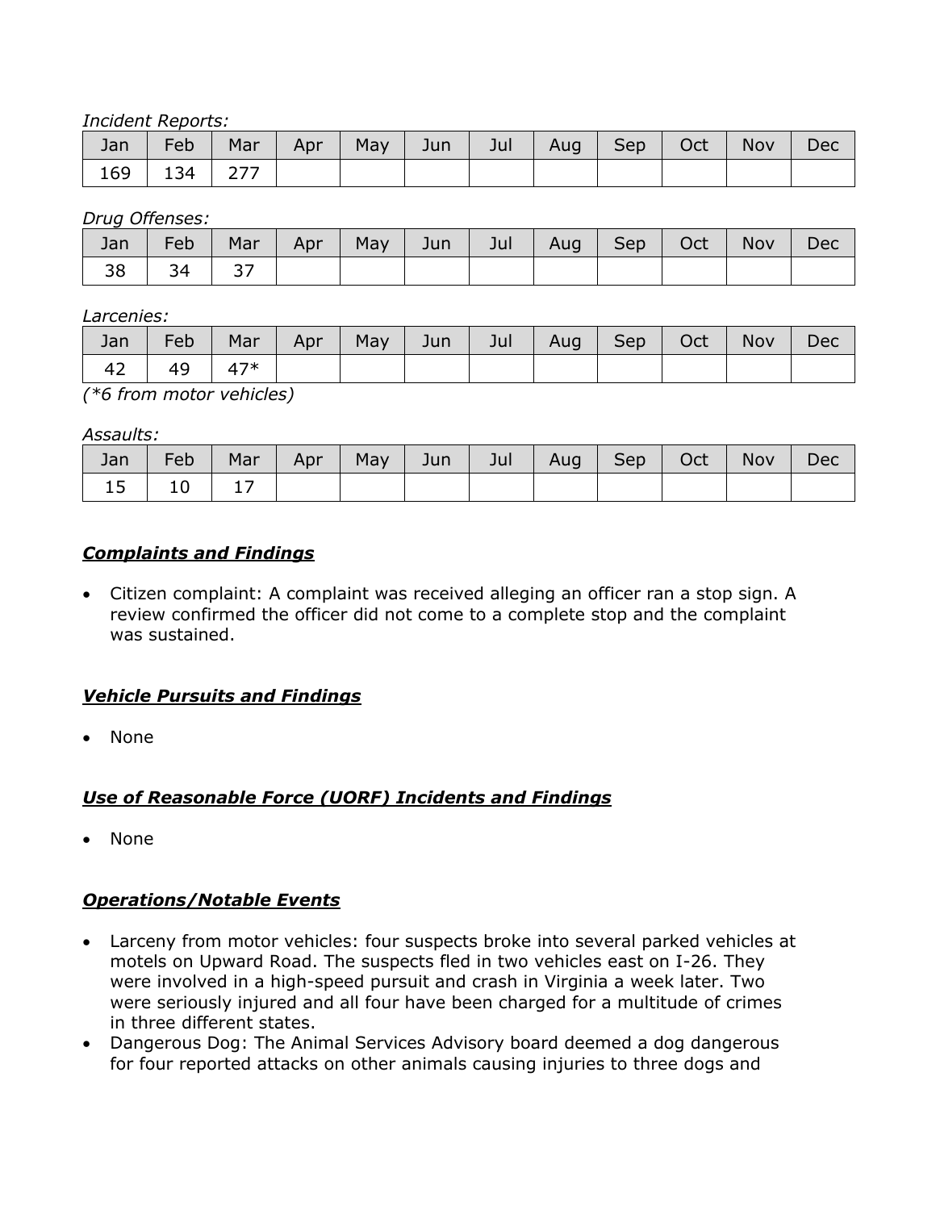*Incident Reports:*

| Jan | Feb | Mar | Apr | May | Jun | Jul | Aug | Sep | Oct | Nov | Dec |
|---|---|---|---|---|---|---|---|---|---|---|---|
| 169 | 134 | 277 | | | | | | | | | |

*Drug Offenses:*

| Jan | Feb | Mar | Apr | May | Jun | Jul | Aug | Sep | Oct | Nov | Dec |
|---|---|---|---|---|---|---|---|---|---|---|---|
| 38 | 34 | 37 | | | | | | | | | |

*Larcenies:*

| Jan | Feb | Mar | Apr | May | Jun | Jul | Aug | Sep | Oct | Nov | Dec |
|---|---|---|---|---|---|---|---|---|---|---|---|
| 42 | 49 | 47* | | | | | | | | | |

*(*6 from motor vehicles)*

*Assaults:*

| Jan | Feb | Mar | Apr | May | Jun | Jul | Aug | Sep | Oct | Nov | Dec |
|---|---|---|---|---|---|---|---|---|---|---|---|
| 15 | 10 | 17 | | | | | | | | | |

## ***Complaints and Findings***

- Citizen complaint: A complaint was received alleging an officer ran a stop sign. A review confirmed the officer did not come to a complete stop and the complaint was sustained.

## ***Vehicle Pursuits and Findings***

- None

## ***Use of Reasonable Force (UORF) Incidents and Findings***

- None

## ***Operations/Notable Events***

- Larceny from motor vehicles: four suspects broke into several parked vehicles at motels on Upward Road. The suspects fled in two vehicles east on I-26. They were involved in a high-speed pursuit and crash in Virginia a week later. Two were seriously injured and all four have been charged for a multitude of crimes in three different states.
- Dangerous Dog: The Animal Services Advisory board deemed a dog dangerous for four reported attacks on other animals causing injuries to three dogs and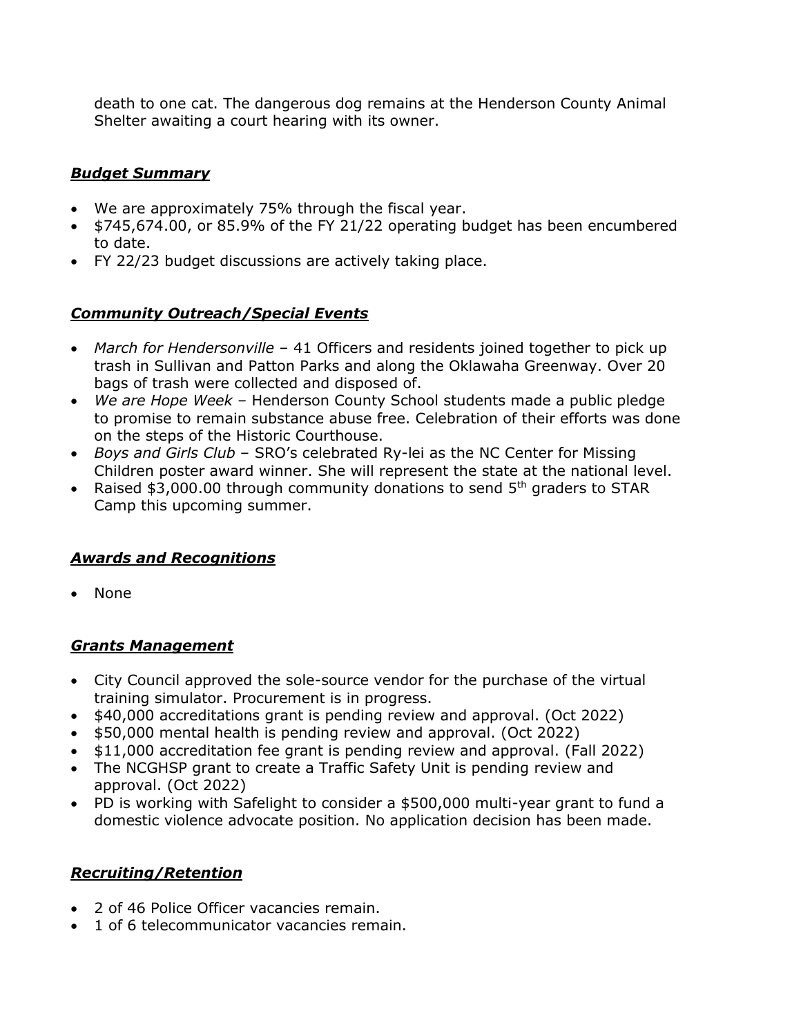death to one cat. The dangerous dog remains at the Henderson County Animal Shelter awaiting a court hearing with its owner.

## ***Budget Summary***

- We are approximately 75% through the fiscal year.
- $745,674.00, or 85.9% of the FY 21/22 operating budget has been encumbered to date.
- FY 22/23 budget discussions are actively taking place.

## ***Community Outreach/Special Events***

- *March for Hendersonville* – 41 Officers and residents joined together to pick up trash in Sullivan and Patton Parks and along the Oklawaha Greenway. Over 20 bags of trash were collected and disposed of.
- *We are Hope Week* – Henderson County School students made a public pledge to promise to remain substance abuse free. Celebration of their efforts was done on the steps of the Historic Courthouse.
- *Boys and Girls Club* – SRO's celebrated Ry-lei as the NC Center for Missing Children poster award winner. She will represent the state at the national level.
- Raised $3,000.00 through community donations to send 5th graders to STAR Camp this upcoming summer.

## ***Awards and Recognitions***

- None

## ***Grants Management***

- City Council approved the sole-source vendor for the purchase of the virtual training simulator. Procurement is in progress.
- $40,000 accreditations grant is pending review and approval. (Oct 2022)
- $50,000 mental health is pending review and approval. (Oct 2022)
- $11,000 accreditation fee grant is pending review and approval. (Fall 2022)
- The NCGHSP grant to create a Traffic Safety Unit is pending review and approval. (Oct 2022)
- PD is working with Safelight to consider a $500,000 multi-year grant to fund a domestic violence advocate position. No application decision has been made.

## ***Recruiting/Retention***

- 2 of 46 Police Officer vacancies remain.
- 1 of 6 telecommunicator vacancies remain.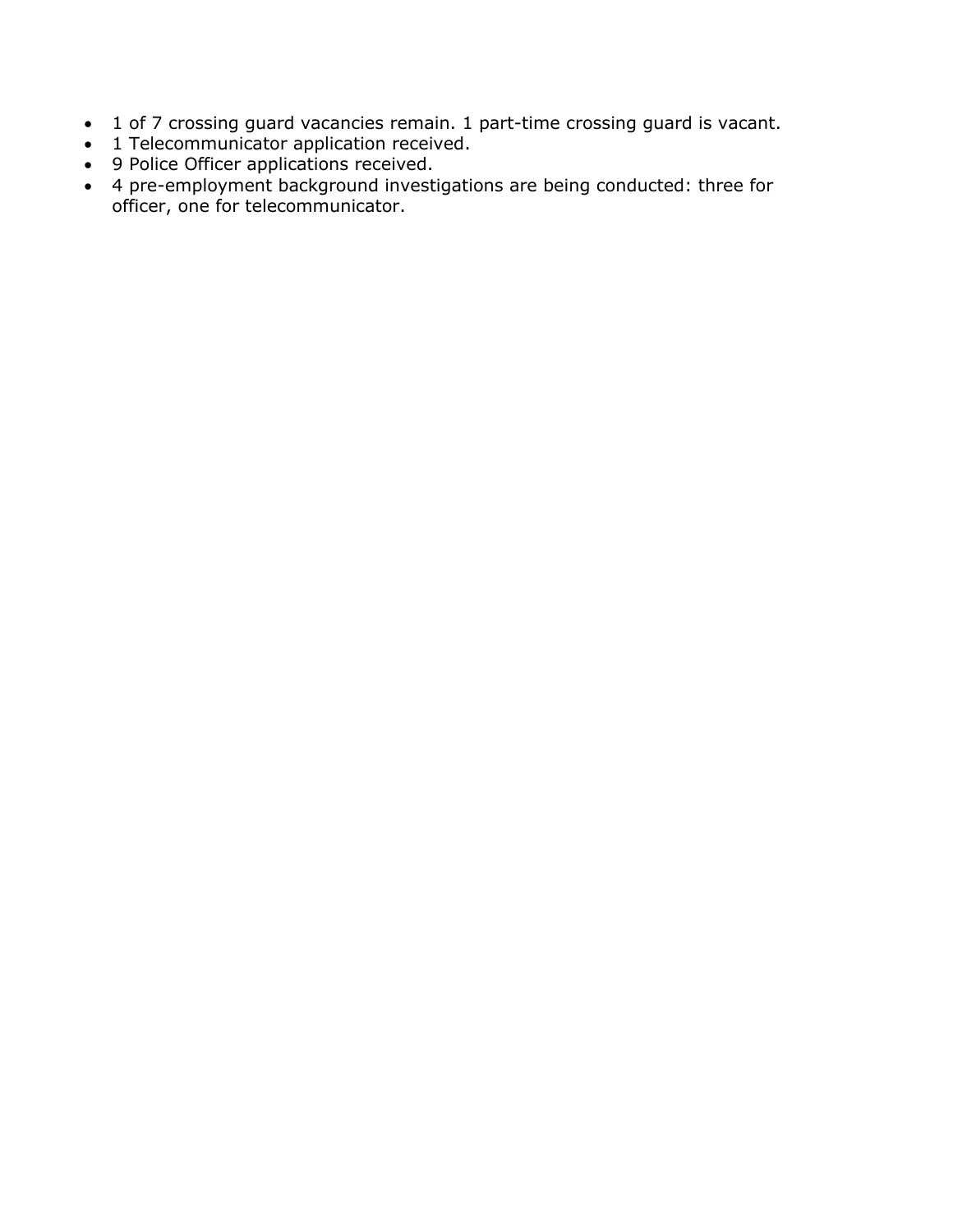- 1 of 7 crossing guard vacancies remain. 1 part-time crossing guard is vacant.
- 1 Telecommunicator application received.
- 9 Police Officer applications received.
- 4 pre-employment background investigations are being conducted: three for officer, one for telecommunicator.